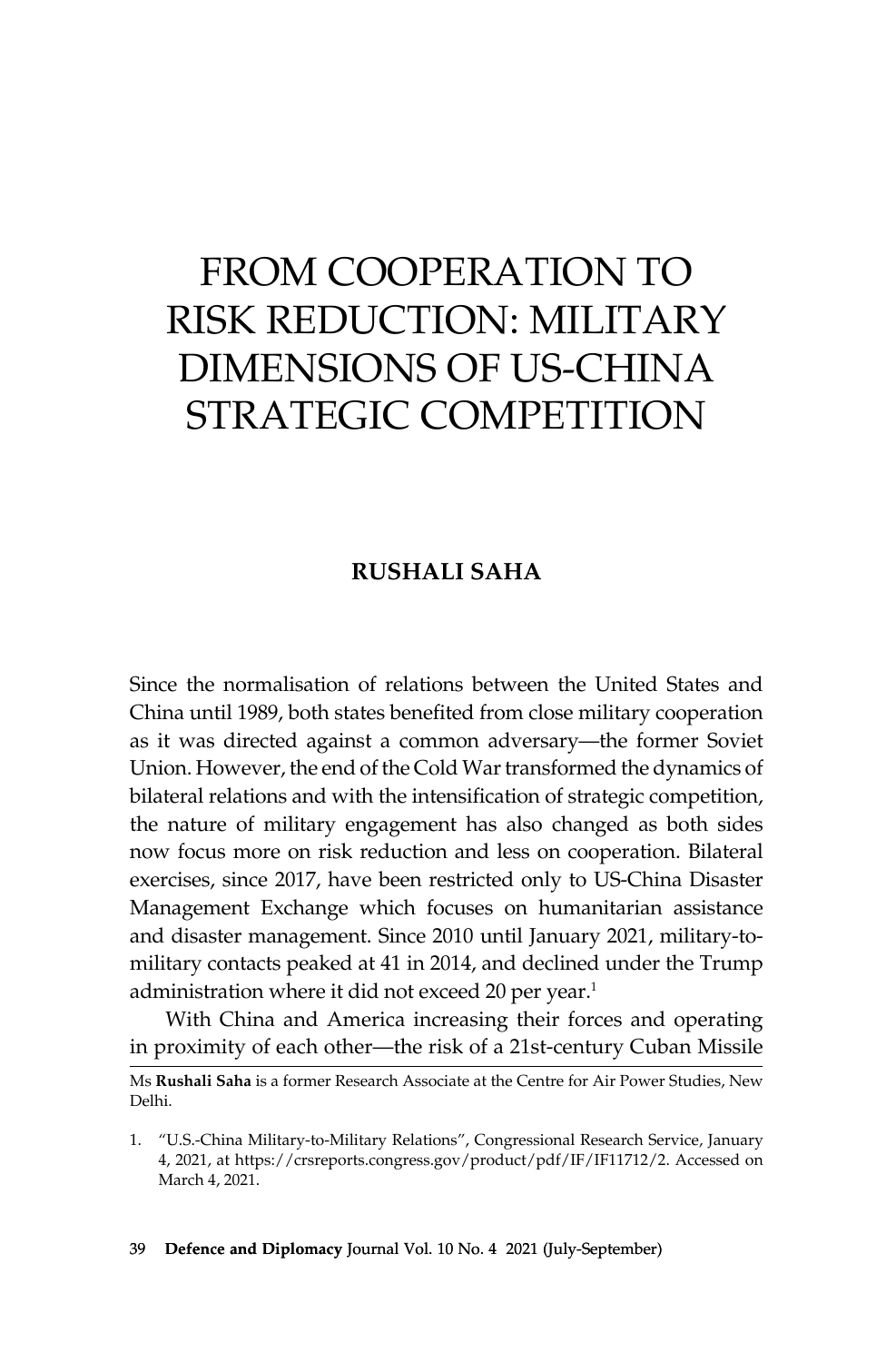# FROM COOPERATION TO RISK REDUCTION: MILITARY DIMENSIONS OF US-CHINA STRATEGIC COMPETITION

**RUSHALI SAHA**

Since the normalisation of relations between the United States and China until 1989, both states benefited from close military cooperation as it was directed against a common adversary—the former Soviet Union. However, the end of the Cold War transformed the dynamics of bilateral relations and with the intensification of strategic competition, the nature of military engagement has also changed as both sides now focus more on risk reduction and less on cooperation. Bilateral exercises, since 2017, have been restricted only to US-China Disaster Management Exchange which focuses on humanitarian assistance and disaster management. Since 2010 until January 2021, military-to-military contacts peaked at 41 in 2014, and declined under the Trump administration where it did not exceed 20 per year.[1]

With China and America increasing their forces and operating in proximity of each other—the risk of a 21st-century Cuban Missile

---

Ms **Rushali Saha** is a former Research Associate at the Centre for Air Power Studies, New Delhi.

1. "U.S.-China Military-to-Military Relations", Congressional Research Service, January 4, 2021, at https://crsreports.congress.gov/product/pdf/IF/IF11712/2. Accessed on March 4, 2021.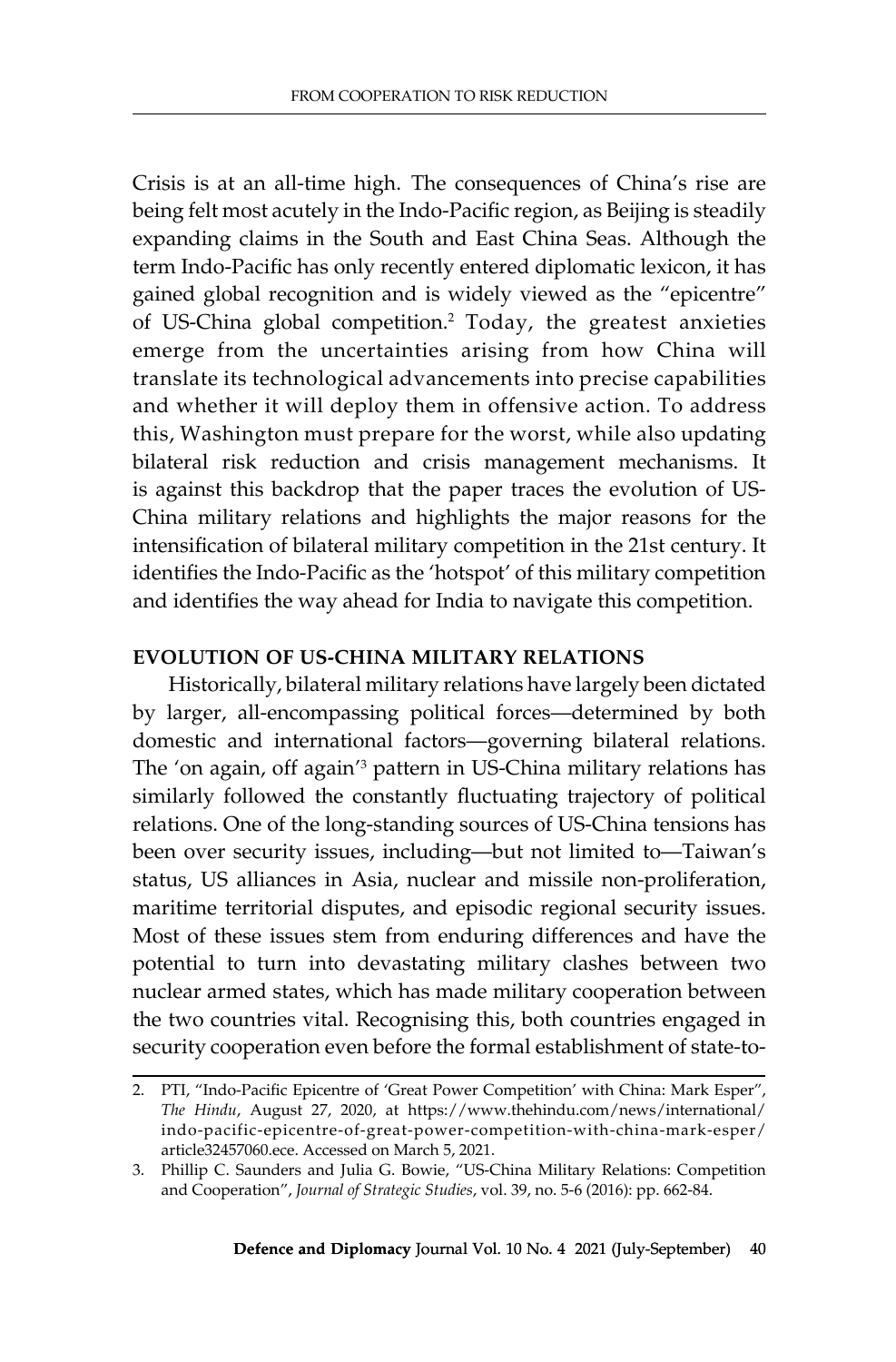Crisis is at an all-time high. The consequences of China's rise are being felt most acutely in the Indo-Pacific region, as Beijing is steadily expanding claims in the South and East China Seas. Although the term Indo-Pacific has only recently entered diplomatic lexicon, it has gained global recognition and is widely viewed as the "epicentre" of US-China global competition.[2] Today, the greatest anxieties emerge from the uncertainties arising from how China will translate its technological advancements into precise capabilities and whether it will deploy them in offensive action. To address this, Washington must prepare for the worst, while also updating bilateral risk reduction and crisis management mechanisms. It is against this backdrop that the paper traces the evolution of US-China military relations and highlights the major reasons for the intensification of bilateral military competition in the 21st century. It identifies the Indo-Pacific as the 'hotspot' of this military competition and identifies the way ahead for India to navigate this competition.

## EVOLUTION OF US-CHINA MILITARY RELATIONS

Historically, bilateral military relations have largely been dictated by larger, all-encompassing political forces—determined by both domestic and international factors—governing bilateral relations. The 'on again, off again'[3] pattern in US-China military relations has similarly followed the constantly fluctuating trajectory of political relations. One of the long-standing sources of US-China tensions has been over security issues, including—but not limited to—Taiwan's status, US alliances in Asia, nuclear and missile non-proliferation, maritime territorial disputes, and episodic regional security issues. Most of these issues stem from enduring differences and have the potential to turn into devastating military clashes between two nuclear armed states, which has made military cooperation between the two countries vital. Recognising this, both countries engaged in security cooperation even before the formal establishment of state-to-

---

2. PTI, "Indo-Pacific Epicentre of 'Great Power Competition' with China: Mark Esper", *The Hindu*, August 27, 2020, at https://www.thehindu.com/news/international/indo-pacific-epicentre-of-great-power-competition-with-china-mark-esper/article32457060.ece. Accessed on March 5, 2021.
3. Phillip C. Saunders and Julia G. Bowie, "US-China Military Relations: Competition and Cooperation", *Journal of Strategic Studies*, vol. 39, no. 5-6 (2016): pp. 662-84.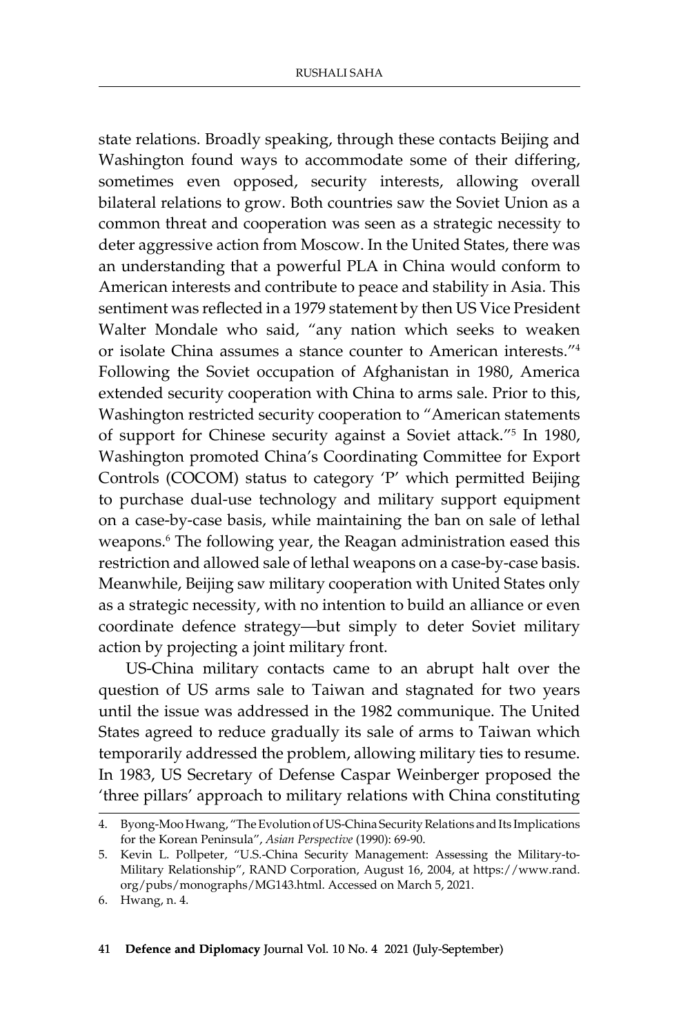state relations. Broadly speaking, through these contacts Beijing and Washington found ways to accommodate some of their differing, sometimes even opposed, security interests, allowing overall bilateral relations to grow. Both countries saw the Soviet Union as a common threat and cooperation was seen as a strategic necessity to deter aggressive action from Moscow. In the United States, there was an understanding that a powerful PLA in China would conform to American interests and contribute to peace and stability in Asia. This sentiment was reflected in a 1979 statement by then US Vice President Walter Mondale who said, "any nation which seeks to weaken or isolate China assumes a stance counter to American interests."[4] Following the Soviet occupation of Afghanistan in 1980, America extended security cooperation with China to arms sale. Prior to this, Washington restricted security cooperation to "American statements of support for Chinese security against a Soviet attack."[5] In 1980, Washington promoted China's Coordinating Committee for Export Controls (COCOM) status to category 'P' which permitted Beijing to purchase dual-use technology and military support equipment on a case-by-case basis, while maintaining the ban on sale of lethal weapons.[6] The following year, the Reagan administration eased this restriction and allowed sale of lethal weapons on a case-by-case basis. Meanwhile, Beijing saw military cooperation with United States only as a strategic necessity, with no intention to build an alliance or even coordinate defence strategy—but simply to deter Soviet military action by projecting a joint military front.

US-China military contacts came to an abrupt halt over the question of US arms sale to Taiwan and stagnated for two years until the issue was addressed in the 1982 communique. The United States agreed to reduce gradually its sale of arms to Taiwan which temporarily addressed the problem, allowing military ties to resume. In 1983, US Secretary of Defense Caspar Weinberger proposed the 'three pillars' approach to military relations with China constituting

---

4. Byong-Moo Hwang, "The Evolution of US-China Security Relations and Its Implications for the Korean Peninsula", *Asian Perspective* (1990): 69-90.
5. Kevin L. Pollpeter, "U.S.-China Security Management: Assessing the Military-to-Military Relationship", RAND Corporation, August 16, 2004, at https://www.rand.org/pubs/monographs/MG143.html. Accessed on March 5, 2021.
6. Hwang, n. 4.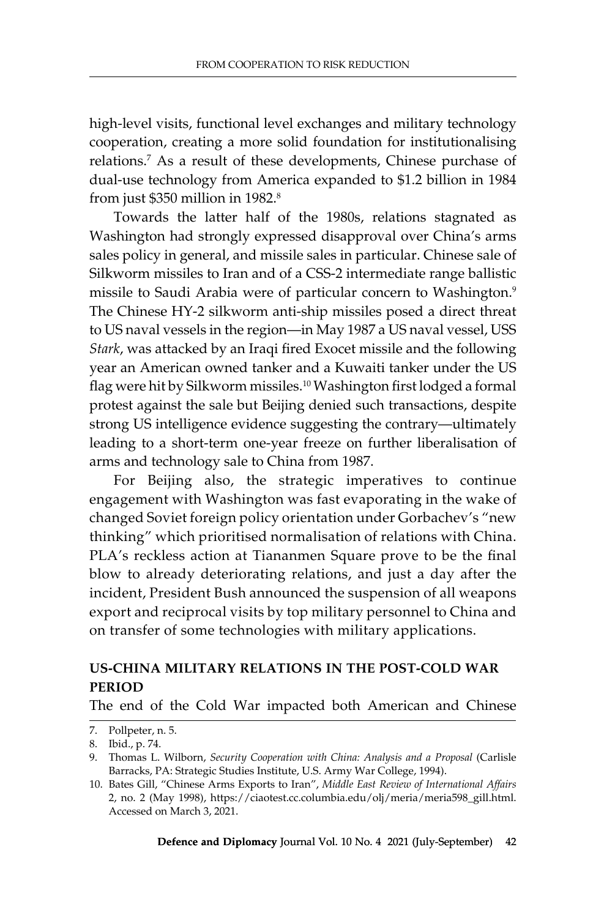high-level visits, functional level exchanges and military technology cooperation, creating a more solid foundation for institutionalising relations.[7] As a result of these developments, Chinese purchase of dual-use technology from America expanded to $1.2 billion in 1984 from just $350 million in 1982.[8]

Towards the latter half of the 1980s, relations stagnated as Washington had strongly expressed disapproval over China's arms sales policy in general, and missile sales in particular. Chinese sale of Silkworm missiles to Iran and of a CSS-2 intermediate range ballistic missile to Saudi Arabia were of particular concern to Washington.[9] The Chinese HY-2 silkworm anti-ship missiles posed a direct threat to US naval vessels in the region—in May 1987 a US naval vessel, USS *Stark*, was attacked by an Iraqi fired Exocet missile and the following year an American owned tanker and a Kuwaiti tanker under the US flag were hit by Silkworm missiles.[10] Washington first lodged a formal protest against the sale but Beijing denied such transactions, despite strong US intelligence evidence suggesting the contrary—ultimately leading to a short-term one-year freeze on further liberalisation of arms and technology sale to China from 1987.

For Beijing also, the strategic imperatives to continue engagement with Washington was fast evaporating in the wake of changed Soviet foreign policy orientation under Gorbachev's "new thinking" which prioritised normalisation of relations with China. PLA's reckless action at Tiananmen Square prove to be the final blow to already deteriorating relations, and just a day after the incident, President Bush announced the suspension of all weapons export and reciprocal visits by top military personnel to China and on transfer of some technologies with military applications.

## US-CHINA MILITARY RELATIONS IN THE POST-COLD WAR PERIOD

The end of the Cold War impacted both American and Chinese

7. Pollpeter, n. 5.
8. Ibid., p. 74.
9. Thomas L. Wilborn, *Security Cooperation with China: Analysis and a Proposal* (Carlisle Barracks, PA: Strategic Studies Institute, U.S. Army War College, 1994).
10. Bates Gill, "Chinese Arms Exports to Iran", *Middle East Review of International Affairs* 2, no. 2 (May 1998), https://ciaotest.cc.columbia.edu/olj/meria/meria598_gill.html. Accessed on March 3, 2021.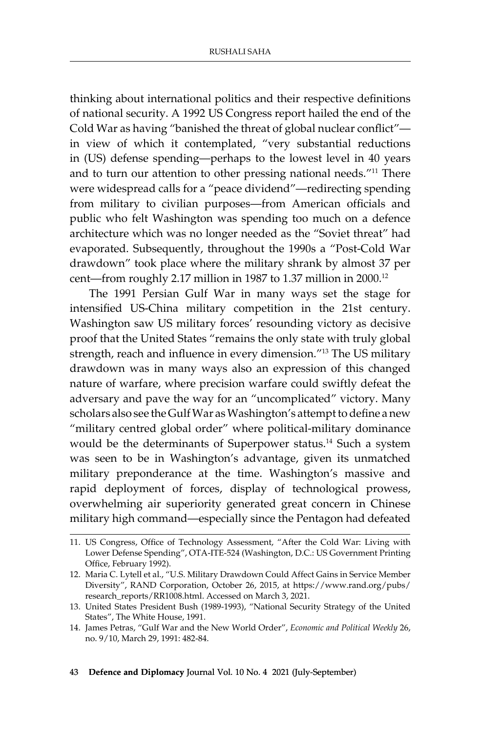thinking about international politics and their respective definitions of national security. A 1992 US Congress report hailed the end of the Cold War as having "banished the threat of global nuclear conflict"—in view of which it contemplated, "very substantial reductions in (US) defense spending—perhaps to the lowest level in 40 years and to turn our attention to other pressing national needs."[11] There were widespread calls for a "peace dividend"—redirecting spending from military to civilian purposes—from American officials and public who felt Washington was spending too much on a defence architecture which was no longer needed as the "Soviet threat" had evaporated. Subsequently, throughout the 1990s a "Post-Cold War drawdown" took place where the military shrank by almost 37 per cent—from roughly 2.17 million in 1987 to 1.37 million in 2000.[12]

The 1991 Persian Gulf War in many ways set the stage for intensified US-China military competition in the 21st century. Washington saw US military forces' resounding victory as decisive proof that the United States "remains the only state with truly global strength, reach and influence in every dimension."[13] The US military drawdown was in many ways also an expression of this changed nature of warfare, where precision warfare could swiftly defeat the adversary and pave the way for an "uncomplicated" victory. Many scholars also see the Gulf War as Washington's attempt to define a new "military centred global order" where political-military dominance would be the determinants of Superpower status.[14] Such a system was seen to be in Washington's advantage, given its unmatched military preponderance at the time. Washington's massive and rapid deployment of forces, display of technological prowess, overwhelming air superiority generated great concern in Chinese military high command—especially since the Pentagon had defeated

---

11. US Congress, Office of Technology Assessment, "After the Cold War: Living with Lower Defense Spending", OTA-ITE-524 (Washington, D.C.: US Government Printing Office, February 1992).
12. Maria C. Lytell et al., "U.S. Military Drawdown Could Affect Gains in Service Member Diversity", RAND Corporation, October 26, 2015, at https://www.rand.org/pubs/research_reports/RR1008.html. Accessed on March 3, 2021.
13. United States President Bush (1989-1993), "National Security Strategy of the United States", The White House, 1991.
14. James Petras, "Gulf War and the New World Order", *Economic and Political Weekly* 26, no. 9/10, March 29, 1991: 482-84.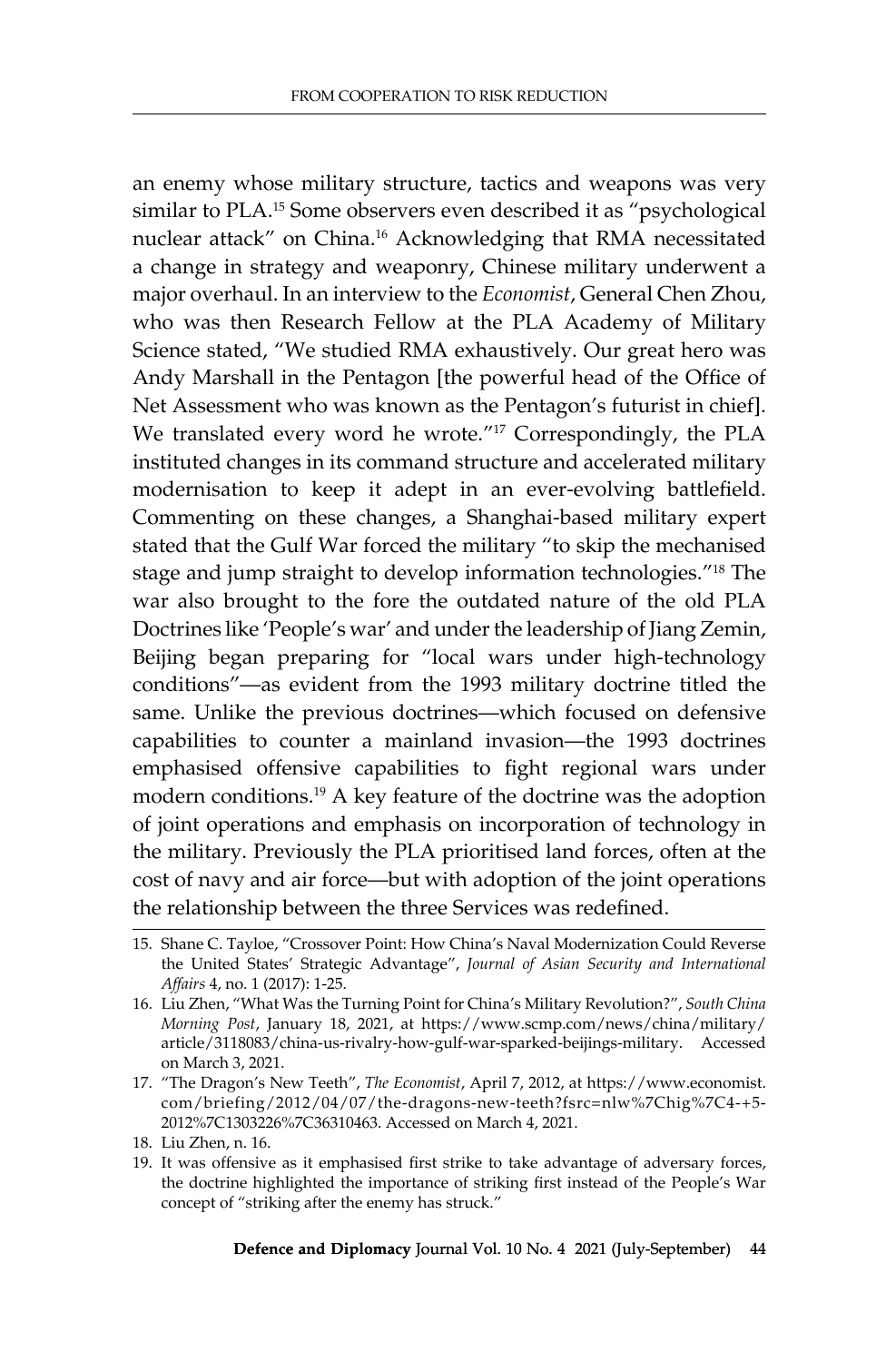an enemy whose military structure, tactics and weapons was very similar to PLA.[15] Some observers even described it as "psychological nuclear attack" on China.[16] Acknowledging that RMA necessitated a change in strategy and weaponry, Chinese military underwent a major overhaul. In an interview to the *Economist*, General Chen Zhou, who was then Research Fellow at the PLA Academy of Military Science stated, "We studied RMA exhaustively. Our great hero was Andy Marshall in the Pentagon [the powerful head of the Office of Net Assessment who was known as the Pentagon's futurist in chief]. We translated every word he wrote."[17] Correspondingly, the PLA instituted changes in its command structure and accelerated military modernisation to keep it adept in an ever-evolving battlefield. Commenting on these changes, a Shanghai-based military expert stated that the Gulf War forced the military "to skip the mechanised stage and jump straight to develop information technologies."[18] The war also brought to the fore the outdated nature of the old PLA Doctrines like 'People's war' and under the leadership of Jiang Zemin, Beijing began preparing for "local wars under high-technology conditions"—as evident from the 1993 military doctrine titled the same. Unlike the previous doctrines—which focused on defensive capabilities to counter a mainland invasion—the 1993 doctrines emphasised offensive capabilities to fight regional wars under modern conditions.[19] A key feature of the doctrine was the adoption of joint operations and emphasis on incorporation of technology in the military. Previously the PLA prioritised land forces, often at the cost of navy and air force—but with adoption of the joint operations the relationship between the three Services was redefined.

---

15. Shane C. Tayloe, "Crossover Point: How China's Naval Modernization Could Reverse the United States' Strategic Advantage", *Journal of Asian Security and International Affairs* 4, no. 1 (2017): 1-25.
16. Liu Zhen, "What Was the Turning Point for China's Military Revolution?", *South China Morning Post*, January 18, 2021, at https://www.scmp.com/news/china/military/article/3118083/china-us-rivalry-how-gulf-war-sparked-beijings-military. Accessed on March 3, 2021.
17. "The Dragon's New Teeth", *The Economist*, April 7, 2012, at https://www.economist.com/briefing/2012/04/07/the-dragons-new-teeth?fsrc=nlw%7Chig%7C4-+5-2012%7C1303226%7C36310463. Accessed on March 4, 2021.
18. Liu Zhen, n. 16.
19. It was offensive as it emphasised first strike to take advantage of adversary forces, the doctrine highlighted the importance of striking first instead of the People's War concept of "striking after the enemy has struck."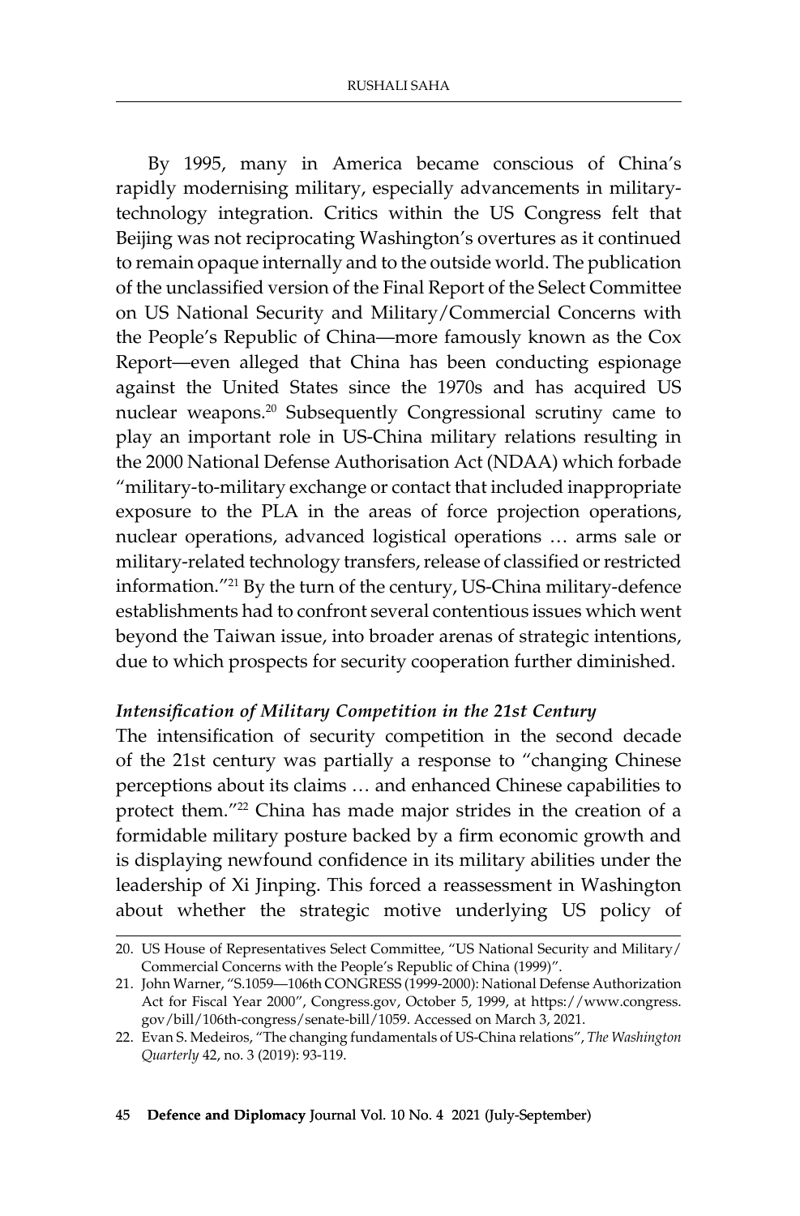By 1995, many in America became conscious of China's rapidly modernising military, especially advancements in military-technology integration. Critics within the US Congress felt that Beijing was not reciprocating Washington's overtures as it continued to remain opaque internally and to the outside world. The publication of the unclassified version of the Final Report of the Select Committee on US National Security and Military/Commercial Concerns with the People's Republic of China—more famously known as the Cox Report—even alleged that China has been conducting espionage against the United States since the 1970s and has acquired US nuclear weapons.[20] Subsequently Congressional scrutiny came to play an important role in US-China military relations resulting in the 2000 National Defense Authorisation Act (NDAA) which forbade "military-to-military exchange or contact that included inappropriate exposure to the PLA in the areas of force projection operations, nuclear operations, advanced logistical operations … arms sale or military-related technology transfers, release of classified or restricted information."[21] By the turn of the century, US-China military-defence establishments had to confront several contentious issues which went beyond the Taiwan issue, into broader arenas of strategic intentions, due to which prospects for security cooperation further diminished.

### *Intensification of Military Competition in the 21st Century*

The intensification of security competition in the second decade of the 21st century was partially a response to "changing Chinese perceptions about its claims … and enhanced Chinese capabilities to protect them."[22] China has made major strides in the creation of a formidable military posture backed by a firm economic growth and is displaying newfound confidence in its military abilities under the leadership of Xi Jinping. This forced a reassessment in Washington about whether the strategic motive underlying US policy of

---

20. US House of Representatives Select Committee, "US National Security and Military/Commercial Concerns with the People's Republic of China (1999)".
21. John Warner, "S.1059—106th CONGRESS (1999-2000): National Defense Authorization Act for Fiscal Year 2000", Congress.gov, October 5, 1999, at https://www.congress.gov/bill/106th-congress/senate-bill/1059. Accessed on March 3, 2021.
22. Evan S. Medeiros, "The changing fundamentals of US-China relations", *The Washington Quarterly* 42, no. 3 (2019): 93-119.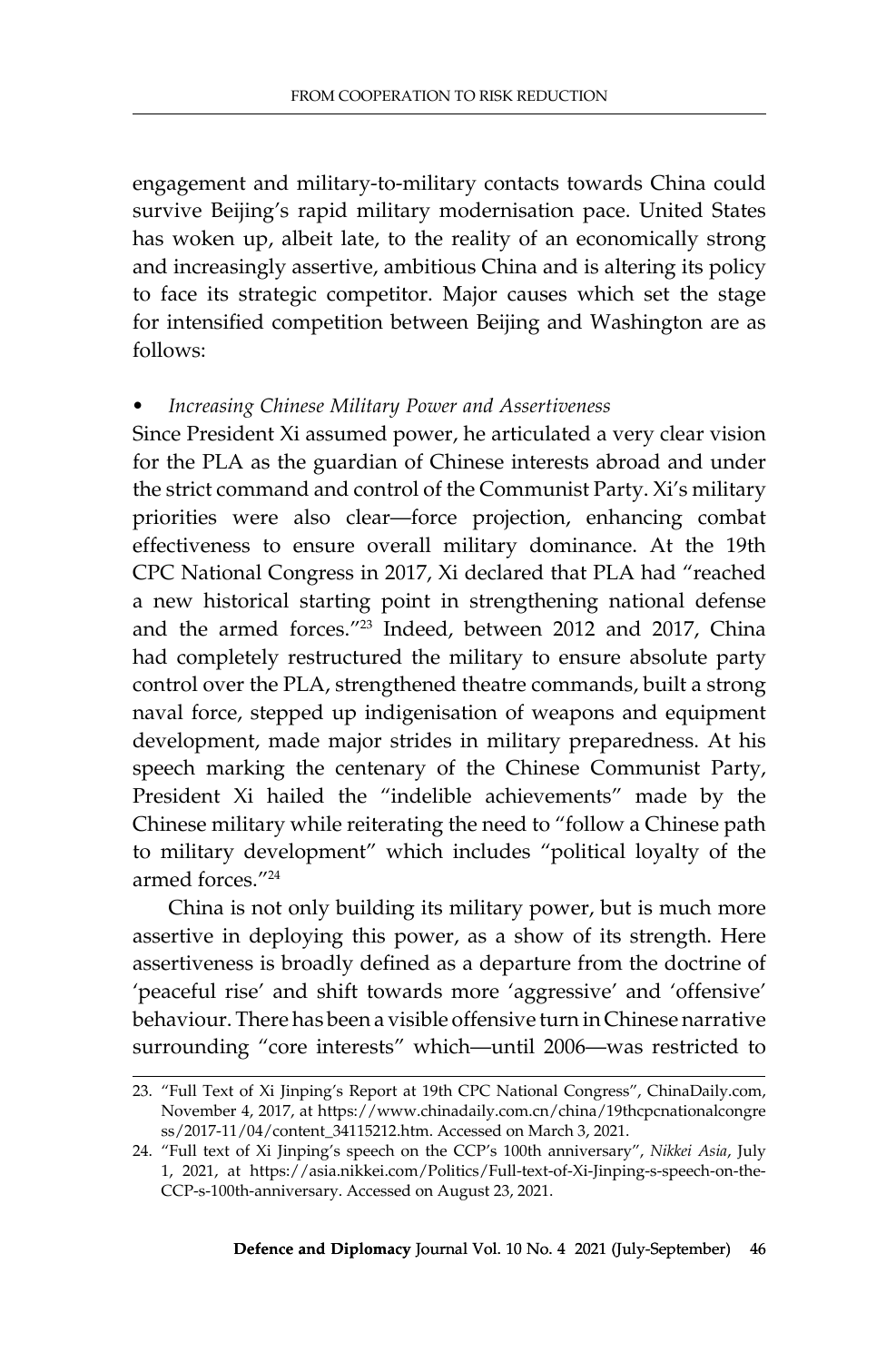engagement and military-to-military contacts towards China could survive Beijing's rapid military modernisation pace. United States has woken up, albeit late, to the reality of an economically strong and increasingly assertive, ambitious China and is altering its policy to face its strategic competitor. Major causes which set the stage for intensified competition between Beijing and Washington are as follows:

- *Increasing Chinese Military Power and Assertiveness*

Since President Xi assumed power, he articulated a very clear vision for the PLA as the guardian of Chinese interests abroad and under the strict command and control of the Communist Party. Xi's military priorities were also clear—force projection, enhancing combat effectiveness to ensure overall military dominance. At the 19th CPC National Congress in 2017, Xi declared that PLA had "reached a new historical starting point in strengthening national defense and the armed forces."[23] Indeed, between 2012 and 2017, China had completely restructured the military to ensure absolute party control over the PLA, strengthened theatre commands, built a strong naval force, stepped up indigenisation of weapons and equipment development, made major strides in military preparedness. At his speech marking the centenary of the Chinese Communist Party, President Xi hailed the "indelible achievements" made by the Chinese military while reiterating the need to "follow a Chinese path to military development" which includes "political loyalty of the armed forces."[24]

China is not only building its military power, but is much more assertive in deploying this power, as a show of its strength. Here assertiveness is broadly defined as a departure from the doctrine of 'peaceful rise' and shift towards more 'aggressive' and 'offensive' behaviour. There has been a visible offensive turn in Chinese narrative surrounding "core interests" which—until 2006—was restricted to

---

23. "Full Text of Xi Jinping's Report at 19th CPC National Congress", ChinaDaily.com, November 4, 2017, at https://www.chinadaily.com.cn/china/19thcpcnationalcongress/2017-11/04/content_34115212.htm. Accessed on March 3, 2021.

24. "Full text of Xi Jinping's speech on the CCP's 100th anniversary", *Nikkei Asia*, July 1, 2021, at https://asia.nikkei.com/Politics/Full-text-of-Xi-Jinping-s-speech-on-the-CCP-s-100th-anniversary. Accessed on August 23, 2021.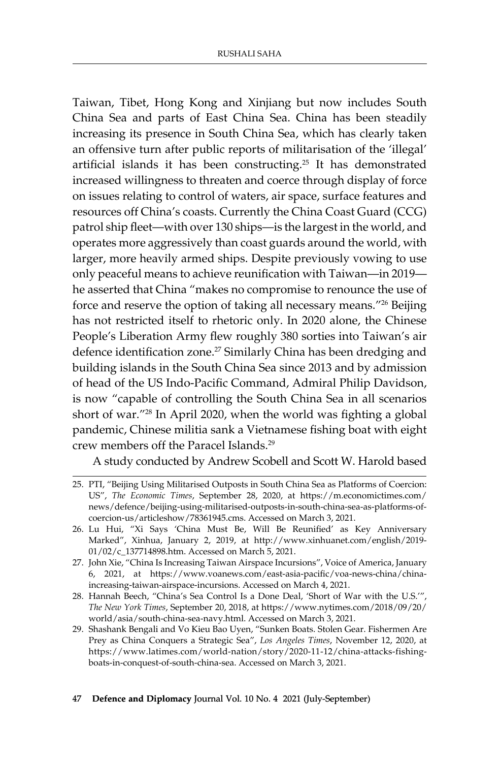Taiwan, Tibet, Hong Kong and Xinjiang but now includes South China Sea and parts of East China Sea. China has been steadily increasing its presence in South China Sea, which has clearly taken an offensive turn after public reports of militarisation of the 'illegal' artificial islands it has been constructing.[25] It has demonstrated increased willingness to threaten and coerce through display of force on issues relating to control of waters, air space, surface features and resources off China's coasts. Currently the China Coast Guard (CCG) patrol ship fleet—with over 130 ships—is the largest in the world, and operates more aggressively than coast guards around the world, with larger, more heavily armed ships. Despite previously vowing to use only peaceful means to achieve reunification with Taiwan—in 2019—he asserted that China "makes no compromise to renounce the use of force and reserve the option of taking all necessary means."[26] Beijing has not restricted itself to rhetoric only. In 2020 alone, the Chinese People's Liberation Army flew roughly 380 sorties into Taiwan's air defence identification zone.[27] Similarly China has been dredging and building islands in the South China Sea since 2013 and by admission of head of the US Indo-Pacific Command, Admiral Philip Davidson, is now "capable of controlling the South China Sea in all scenarios short of war."[28] In April 2020, when the world was fighting a global pandemic, Chinese militia sank a Vietnamese fishing boat with eight crew members off the Paracel Islands.[29]

A study conducted by Andrew Scobell and Scott W. Harold based

---

25. PTI, "Beijing Using Militarised Outposts in South China Sea as Platforms of Coercion: US", *The Economic Times*, September 28, 2020, at https://m.economictimes.com/news/defence/beijing-using-militarised-outposts-in-south-china-sea-as-platforms-of-coercion-us/articleshow/78361945.cms. Accessed on March 3, 2021.
26. Lu Hui, "Xi Says 'China Must Be, Will Be Reunified' as Key Anniversary Marked", Xinhua, January 2, 2019, at http://www.xinhuanet.com/english/2019-01/02/c_137714898.htm. Accessed on March 5, 2021.
27. John Xie, "China Is Increasing Taiwan Airspace Incursions", Voice of America, January 6, 2021, at https://www.voanews.com/east-asia-pacific/voa-news-china/china-increasing-taiwan-airspace-incursions. Accessed on March 4, 2021.
28. Hannah Beech, "China's Sea Control Is a Done Deal, 'Short of War with the U.S.'", *The New York Times*, September 20, 2018, at https://www.nytimes.com/2018/09/20/world/asia/south-china-sea-navy.html. Accessed on March 3, 2021.
29. Shashank Bengali and Vo Kieu Bao Uyen, "Sunken Boats. Stolen Gear. Fishermen Are Prey as China Conquers a Strategic Sea", *Los Angeles Times*, November 12, 2020, at https://www.latimes.com/world-nation/story/2020-11-12/china-attacks-fishing-boats-in-conquest-of-south-china-sea. Accessed on March 3, 2021.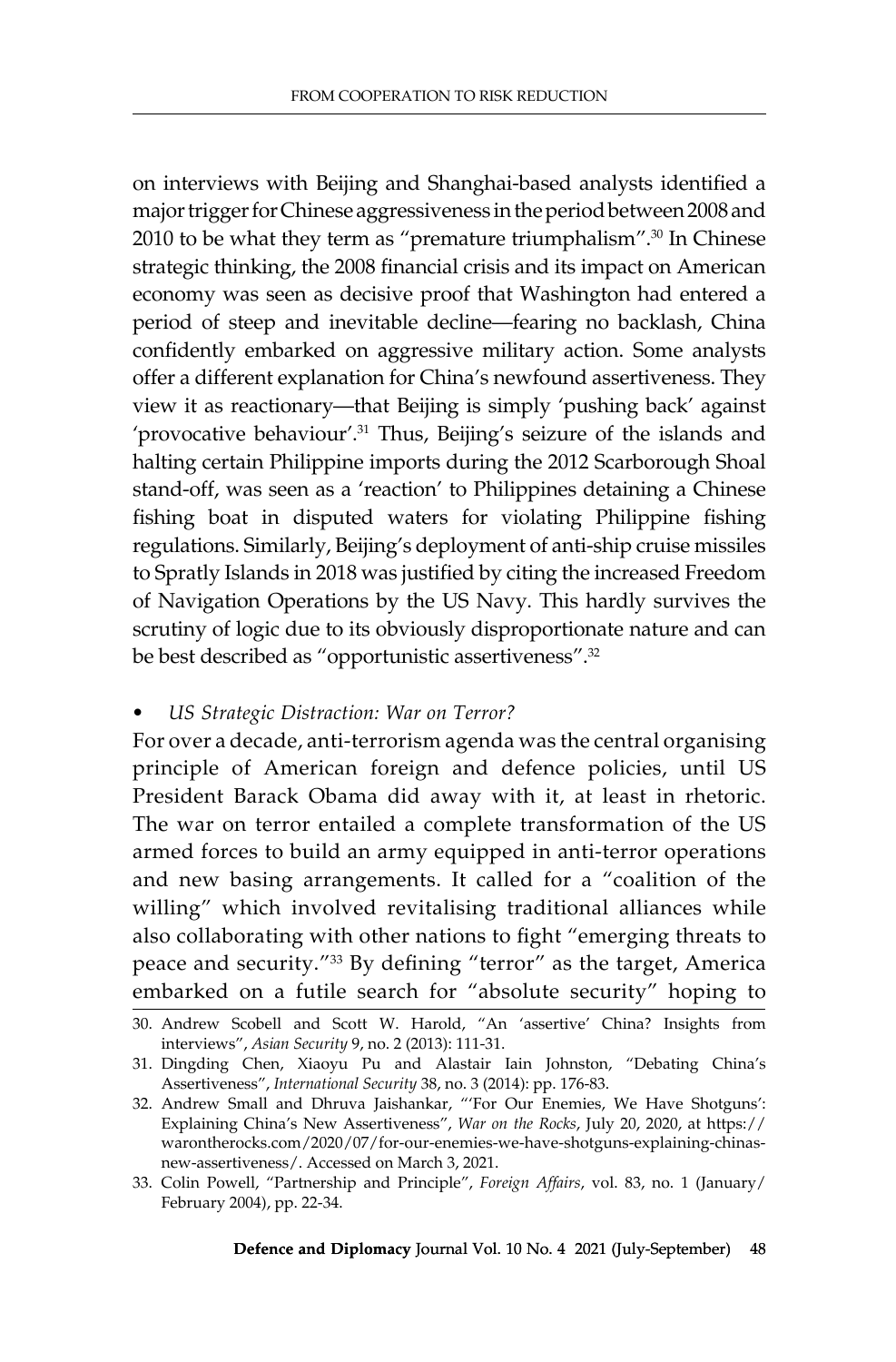on interviews with Beijing and Shanghai-based analysts identified a major trigger for Chinese aggressiveness in the period between 2008 and 2010 to be what they term as "premature triumphalism".[30] In Chinese strategic thinking, the 2008 financial crisis and its impact on American economy was seen as decisive proof that Washington had entered a period of steep and inevitable decline—fearing no backlash, China confidently embarked on aggressive military action. Some analysts offer a different explanation for China's newfound assertiveness. They view it as reactionary—that Beijing is simply 'pushing back' against 'provocative behaviour'.[31] Thus, Beijing's seizure of the islands and halting certain Philippine imports during the 2012 Scarborough Shoal stand-off, was seen as a 'reaction' to Philippines detaining a Chinese fishing boat in disputed waters for violating Philippine fishing regulations. Similarly, Beijing's deployment of anti-ship cruise missiles to Spratly Islands in 2018 was justified by citing the increased Freedom of Navigation Operations by the US Navy. This hardly survives the scrutiny of logic due to its obviously disproportionate nature and can be best described as "opportunistic assertiveness".[32]

- *US Strategic Distraction: War on Terror?*

For over a decade, anti-terrorism agenda was the central organising principle of American foreign and defence policies, until US President Barack Obama did away with it, at least in rhetoric. The war on terror entailed a complete transformation of the US armed forces to build an army equipped in anti-terror operations and new basing arrangements. It called for a "coalition of the willing" which involved revitalising traditional alliances while also collaborating with other nations to fight "emerging threats to peace and security."[33] By defining "terror" as the target, America embarked on a futile search for "absolute security" hoping to

30. Andrew Scobell and Scott W. Harold, "An 'assertive' China? Insights from interviews", *Asian Security* 9, no. 2 (2013): 111-31.
31. Dingding Chen, Xiaoyu Pu and Alastair Iain Johnston, "Debating China's Assertiveness", *International Security* 38, no. 3 (2014): pp. 176-83.
32. Andrew Small and Dhruva Jaishankar, "'For Our Enemies, We Have Shotguns': Explaining China's New Assertiveness", *War on the Rocks*, July 20, 2020, at https://warontherocks.com/2020/07/for-our-enemies-we-have-shotguns-explaining-chinas-new-assertiveness/. Accessed on March 3, 2021.
33. Colin Powell, "Partnership and Principle", *Foreign Affairs*, vol. 83, no. 1 (January/February 2004), pp. 22-34.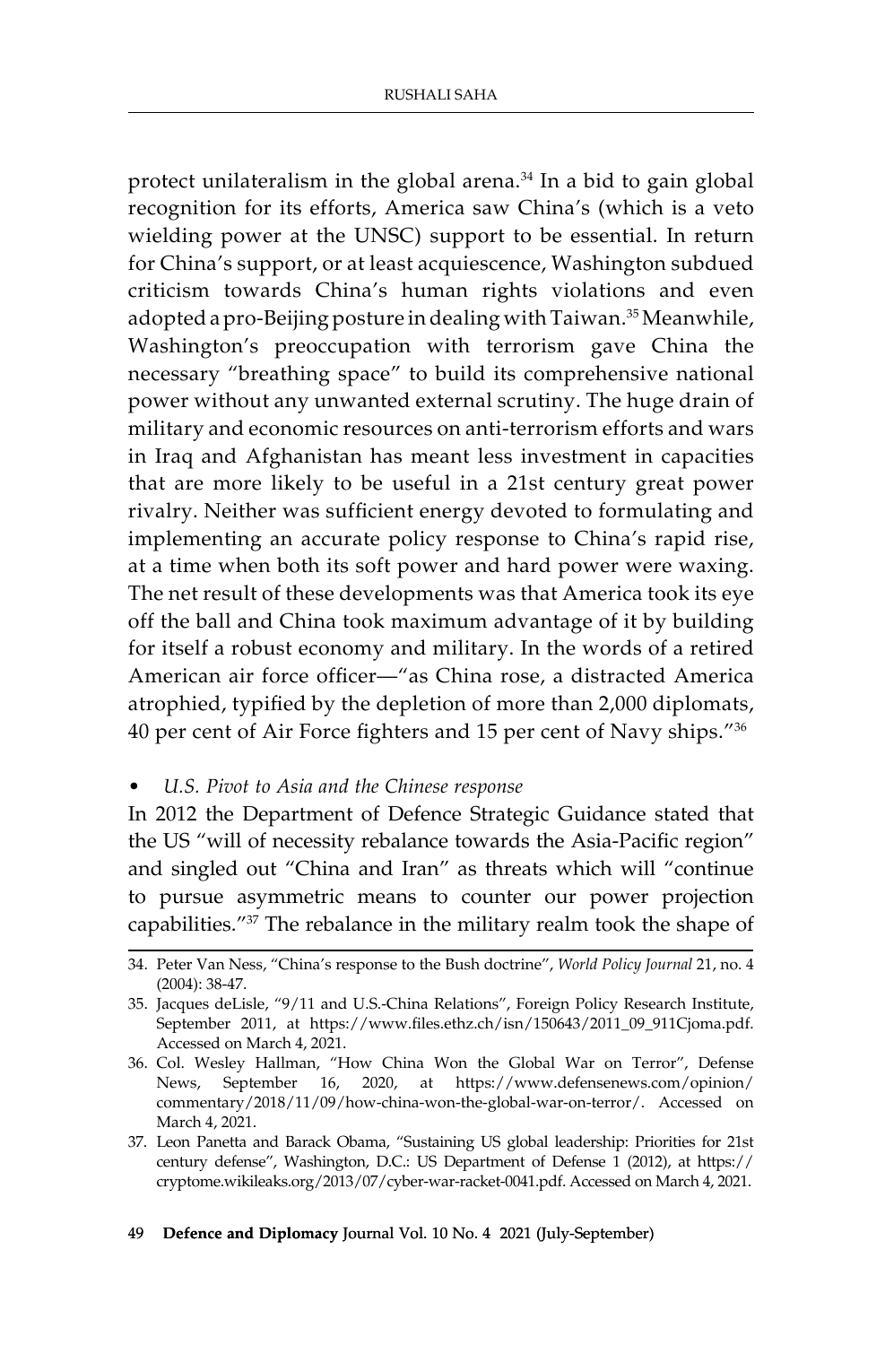protect unilateralism in the global arena.[34] In a bid to gain global recognition for its efforts, America saw China's (which is a veto wielding power at the UNSC) support to be essential. In return for China's support, or at least acquiescence, Washington subdued criticism towards China's human rights violations and even adopted a pro-Beijing posture in dealing with Taiwan.[35] Meanwhile, Washington's preoccupation with terrorism gave China the necessary "breathing space" to build its comprehensive national power without any unwanted external scrutiny. The huge drain of military and economic resources on anti-terrorism efforts and wars in Iraq and Afghanistan has meant less investment in capacities that are more likely to be useful in a 21st century great power rivalry. Neither was sufficient energy devoted to formulating and implementing an accurate policy response to China's rapid rise, at a time when both its soft power and hard power were waxing. The net result of these developments was that America took its eye off the ball and China took maximum advantage of it by building for itself a robust economy and military. In the words of a retired American air force officer—"as China rose, a distracted America atrophied, typified by the depletion of more than 2,000 diplomats, 40 per cent of Air Force fighters and 15 per cent of Navy ships."[36]

- *U.S. Pivot to Asia and the Chinese response*

In 2012 the Department of Defence Strategic Guidance stated that the US "will of necessity rebalance towards the Asia-Pacific region" and singled out "China and Iran" as threats which will "continue to pursue asymmetric means to counter our power projection capabilities."[37] The rebalance in the military realm took the shape of

---

34. Peter Van Ness, "China's response to the Bush doctrine", *World Policy Journal* 21, no. 4 (2004): 38-47.
35. Jacques deLisle, "9/11 and U.S.-China Relations", Foreign Policy Research Institute, September 2011, at https://www.files.ethz.ch/isn/150643/2011_09_911Cjoma.pdf. Accessed on March 4, 2021.
36. Col. Wesley Hallman, "How China Won the Global War on Terror", Defense News, September 16, 2020, at https://www.defensenews.com/opinion/commentary/2018/11/09/how-china-won-the-global-war-on-terror/. Accessed on March 4, 2021.
37. Leon Panetta and Barack Obama, "Sustaining US global leadership: Priorities for 21st century defense", Washington, D.C.: US Department of Defense 1 (2012), at https://cryptome.wikileaks.org/2013/07/cyber-war-racket-0041.pdf. Accessed on March 4, 2021.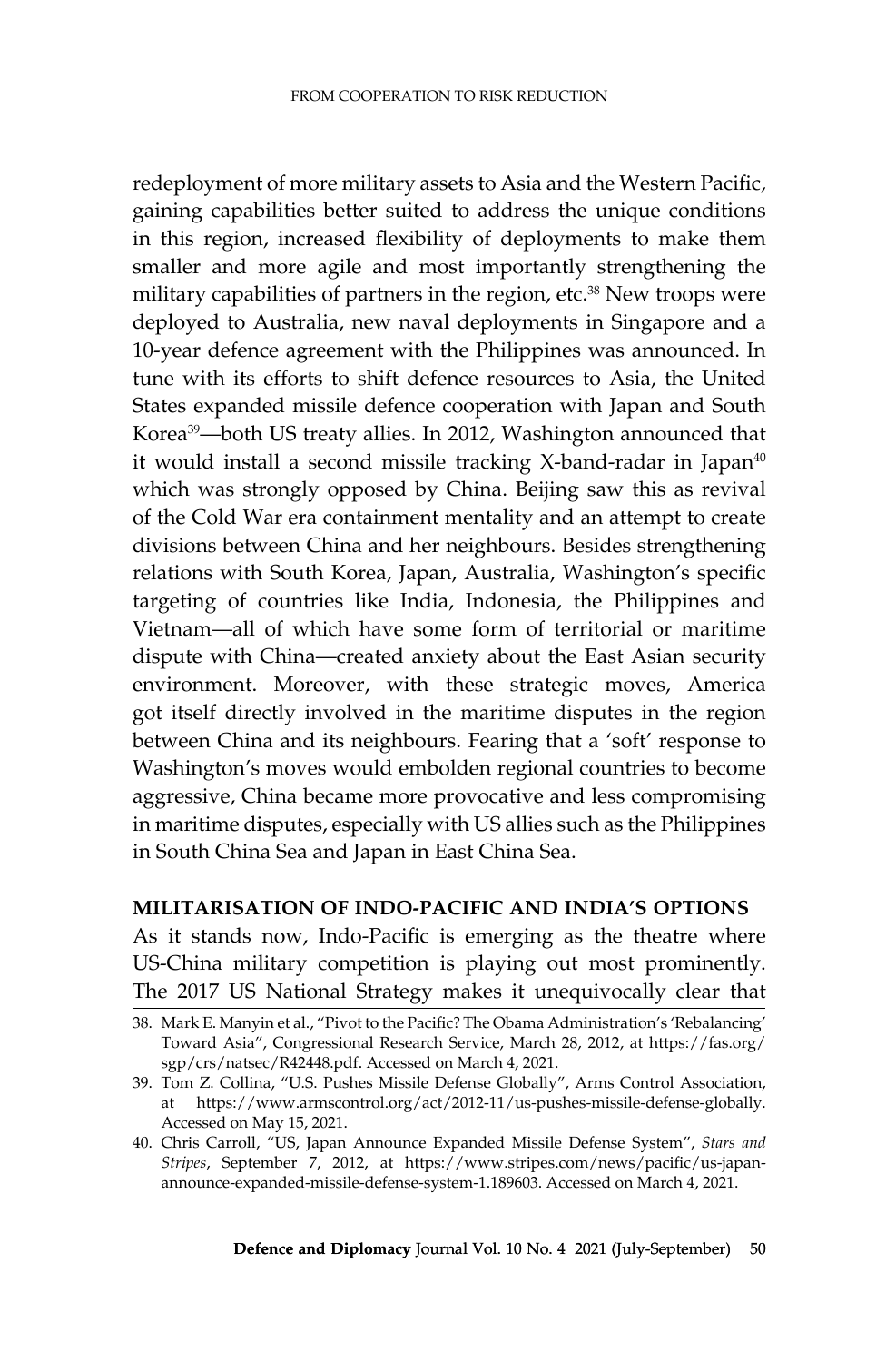redeployment of more military assets to Asia and the Western Pacific, gaining capabilities better suited to address the unique conditions in this region, increased flexibility of deployments to make them smaller and more agile and most importantly strengthening the military capabilities of partners in the region, etc.[38] New troops were deployed to Australia, new naval deployments in Singapore and a 10-year defence agreement with the Philippines was announced. In tune with its efforts to shift defence resources to Asia, the United States expanded missile defence cooperation with Japan and South Korea[39]—both US treaty allies. In 2012, Washington announced that it would install a second missile tracking X-band-radar in Japan[40] which was strongly opposed by China. Beijing saw this as revival of the Cold War era containment mentality and an attempt to create divisions between China and her neighbours. Besides strengthening relations with South Korea, Japan, Australia, Washington's specific targeting of countries like India, Indonesia, the Philippines and Vietnam—all of which have some form of territorial or maritime dispute with China—created anxiety about the East Asian security environment. Moreover, with these strategic moves, America got itself directly involved in the maritime disputes in the region between China and its neighbours. Fearing that a 'soft' response to Washington's moves would embolden regional countries to become aggressive, China became more provocative and less compromising in maritime disputes, especially with US allies such as the Philippines in South China Sea and Japan in East China Sea.

## MILITARISATION OF INDO-PACIFIC AND INDIA'S OPTIONS

As it stands now, Indo-Pacific is emerging as the theatre where US-China military competition is playing out most prominently. The 2017 US National Strategy makes it unequivocally clear that

38. Mark E. Manyin et al., "Pivot to the Pacific? The Obama Administration's 'Rebalancing' Toward Asia", Congressional Research Service, March 28, 2012, at https://fas.org/sgp/crs/natsec/R42448.pdf. Accessed on March 4, 2021.
39. Tom Z. Collina, "U.S. Pushes Missile Defense Globally", Arms Control Association, at https://www.armscontrol.org/act/2012-11/us-pushes-missile-defense-globally. Accessed on May 15, 2021.
40. Chris Carroll, "US, Japan Announce Expanded Missile Defense System", *Stars and Stripes*, September 7, 2012, at https://www.stripes.com/news/pacific/us-japan-announce-expanded-missile-defense-system-1.189603. Accessed on March 4, 2021.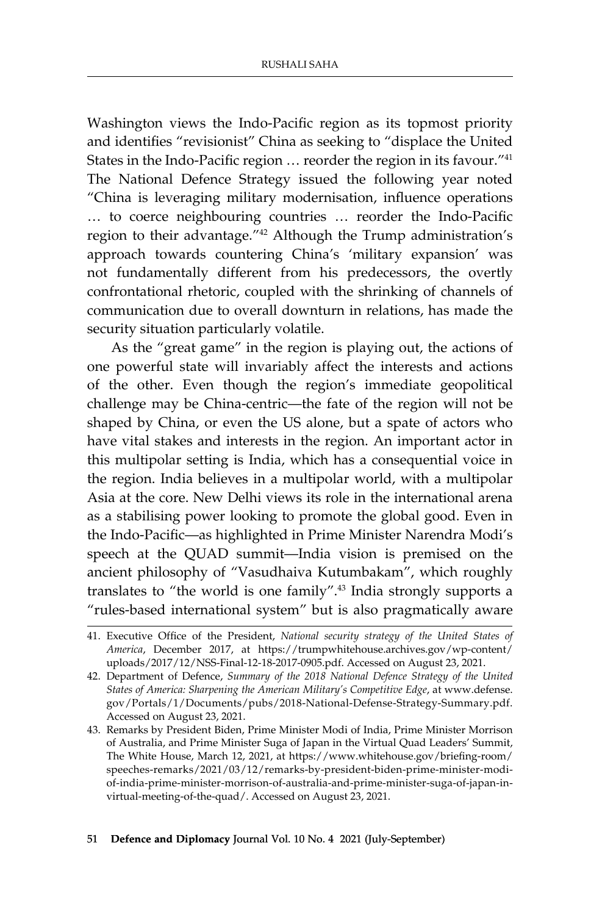Washington views the Indo-Pacific region as its topmost priority and identifies "revisionist" China as seeking to "displace the United States in the Indo-Pacific region … reorder the region in its favour."[41] The National Defence Strategy issued the following year noted "China is leveraging military modernisation, influence operations … to coerce neighbouring countries … reorder the Indo-Pacific region to their advantage."[42] Although the Trump administration's approach towards countering China's 'military expansion' was not fundamentally different from his predecessors, the overtly confrontational rhetoric, coupled with the shrinking of channels of communication due to overall downturn in relations, has made the security situation particularly volatile.

As the "great game" in the region is playing out, the actions of one powerful state will invariably affect the interests and actions of the other. Even though the region's immediate geopolitical challenge may be China-centric—the fate of the region will not be shaped by China, or even the US alone, but a spate of actors who have vital stakes and interests in the region. An important actor in this multipolar setting is India, which has a consequential voice in the region. India believes in a multipolar world, with a multipolar Asia at the core. New Delhi views its role in the international arena as a stabilising power looking to promote the global good. Even in the Indo-Pacific—as highlighted in Prime Minister Narendra Modi's speech at the QUAD summit—India vision is premised on the ancient philosophy of "Vasudhaiva Kutumbakam", which roughly translates to "the world is one family".[43] India strongly supports a "rules-based international system" but is also pragmatically aware

---

41. Executive Office of the President, *National security strategy of the United States of America*, December 2017, at https://trumpwhitehouse.archives.gov/wp-content/uploads/2017/12/NSS-Final-12-18-2017-0905.pdf. Accessed on August 23, 2021.
42. Department of Defence, *Summary of the 2018 National Defence Strategy of the United States of America: Sharpening the American Military's Competitive Edge*, at www.defense.gov/Portals/1/Documents/pubs/2018-National-Defense-Strategy-Summary.pdf. Accessed on August 23, 2021.
43. Remarks by President Biden, Prime Minister Modi of India, Prime Minister Morrison of Australia, and Prime Minister Suga of Japan in the Virtual Quad Leaders' Summit, The White House, March 12, 2021, at https://www.whitehouse.gov/briefing-room/speeches-remarks/2021/03/12/remarks-by-president-biden-prime-minister-modi-of-india-prime-minister-morrison-of-australia-and-prime-minister-suga-of-japan-in-virtual-meeting-of-the-quad/. Accessed on August 23, 2021.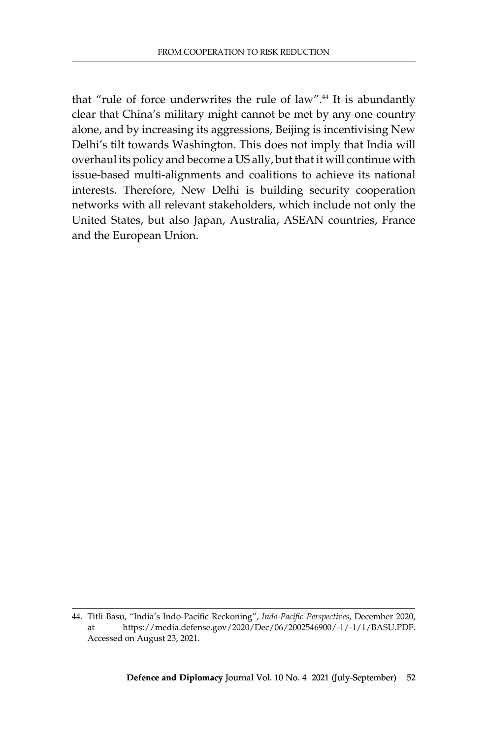that "rule of force underwrites the rule of law".[44] It is abundantly clear that China's military might cannot be met by any one country alone, and by increasing its aggressions, Beijing is incentivising New Delhi's tilt towards Washington. This does not imply that India will overhaul its policy and become a US ally, but that it will continue with issue-based multi-alignments and coalitions to achieve its national interests. Therefore, New Delhi is building security cooperation networks with all relevant stakeholders, which include not only the United States, but also Japan, Australia, ASEAN countries, France and the European Union.

---

44. Titli Basu, "India's Indo-Pacific Reckoning", *Indo-Pacific Perspectives*, December 2020, at https://media.defense.gov/2020/Dec/06/2002546900/-1/-1/1/BASU.PDF. Accessed on August 23, 2021.